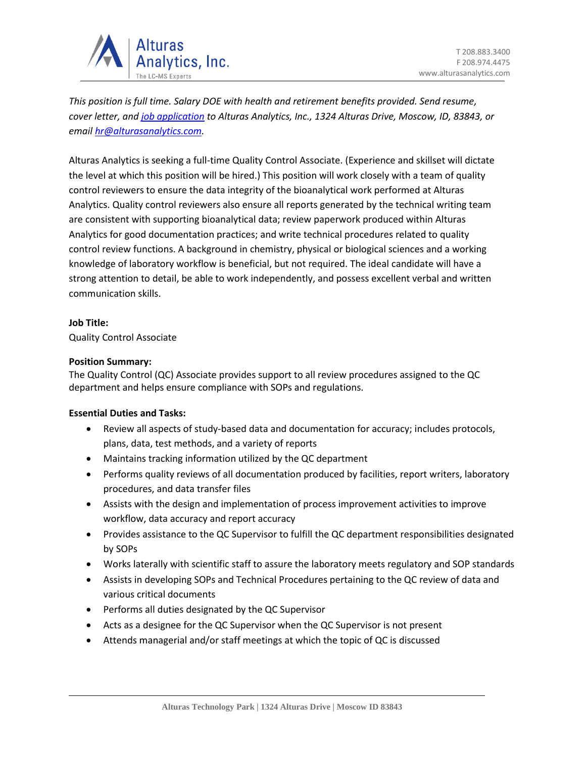*This position is full time. Salary DOE with health and retirement benefits provided. Send resume, cover letter, and job application to Alturas Analytics, Inc., 1324 Alturas Drive, Moscow, ID, 83843, or email hr@alturasanalytics.com.*

Alturas Analytics is seeking a full-time Quality Control Associate. (Experience and skillset will dictate the level at which this position will be hired.) This position will work closely with a team of quality control reviewers to ensure the data integrity of the bioanalytical work performed at Alturas Analytics. Quality control reviewers also ensure all reports generated by the technical writing team are consistent with supporting bioanalytical data; review paperwork produced within Alturas Analytics for good documentation practices; and write technical procedures related to quality control review functions. A background in chemistry, physical or biological sciences and a working knowledge of laboratory workflow is beneficial, but not required. The ideal candidate will have a strong attention to detail, be able to work independently, and possess excellent verbal and written communication skills.

**Job Title:**
Quality Control Associate

**Position Summary:**
The Quality Control (QC) Associate provides support to all review procedures assigned to the QC department and helps ensure compliance with SOPs and regulations.

**Essential Duties and Tasks:**

- Review all aspects of study-based data and documentation for accuracy; includes protocols, plans, data, test methods, and a variety of reports
- Maintains tracking information utilized by the QC department
- Performs quality reviews of all documentation produced by facilities, report writers, laboratory procedures, and data transfer files
- Assists with the design and implementation of process improvement activities to improve workflow, data accuracy and report accuracy
- Provides assistance to the QC Supervisor to fulfill the QC department responsibilities designated by SOPs
- Works laterally with scientific staff to assure the laboratory meets regulatory and SOP standards
- Assists in developing SOPs and Technical Procedures pertaining to the QC review of data and various critical documents
- Performs all duties designated by the QC Supervisor
- Acts as a designee for the QC Supervisor when the QC Supervisor is not present
- Attends managerial and/or staff meetings at which the topic of QC is discussed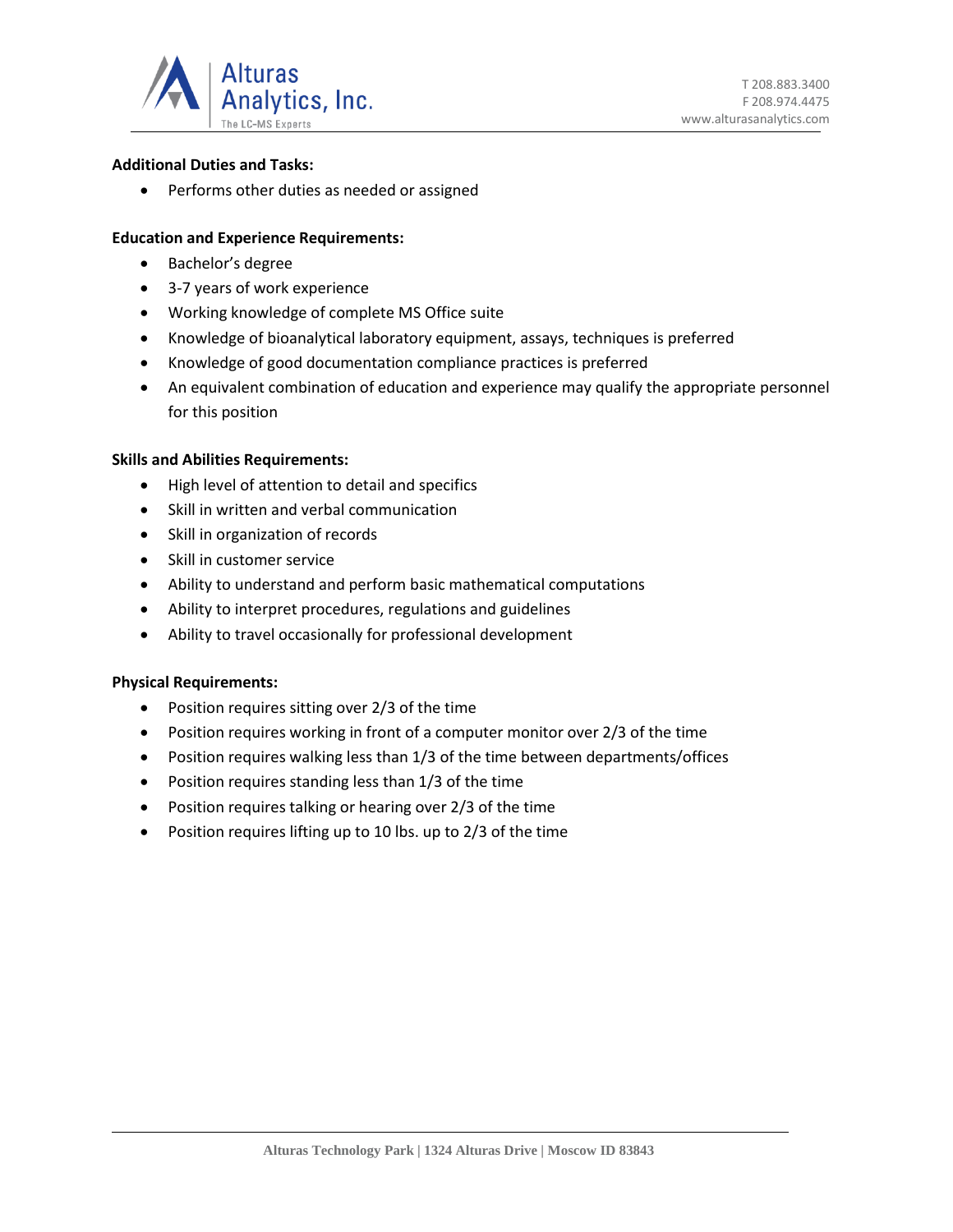**Additional Duties and Tasks:**

- Performs other duties as needed or assigned

**Education and Experience Requirements:**

- Bachelor's degree
- 3-7 years of work experience
- Working knowledge of complete MS Office suite
- Knowledge of bioanalytical laboratory equipment, assays, techniques is preferred
- Knowledge of good documentation compliance practices is preferred
- An equivalent combination of education and experience may qualify the appropriate personnel for this position

**Skills and Abilities Requirements:**

- High level of attention to detail and specifics
- Skill in written and verbal communication
- Skill in organization of records
- Skill in customer service
- Ability to understand and perform basic mathematical computations
- Ability to interpret procedures, regulations and guidelines
- Ability to travel occasionally for professional development

**Physical Requirements:**

- Position requires sitting over 2/3 of the time
- Position requires working in front of a computer monitor over 2/3 of the time
- Position requires walking less than 1/3 of the time between departments/offices
- Position requires standing less than 1/3 of the time
- Position requires talking or hearing over 2/3 of the time
- Position requires lifting up to 10 lbs. up to 2/3 of the time